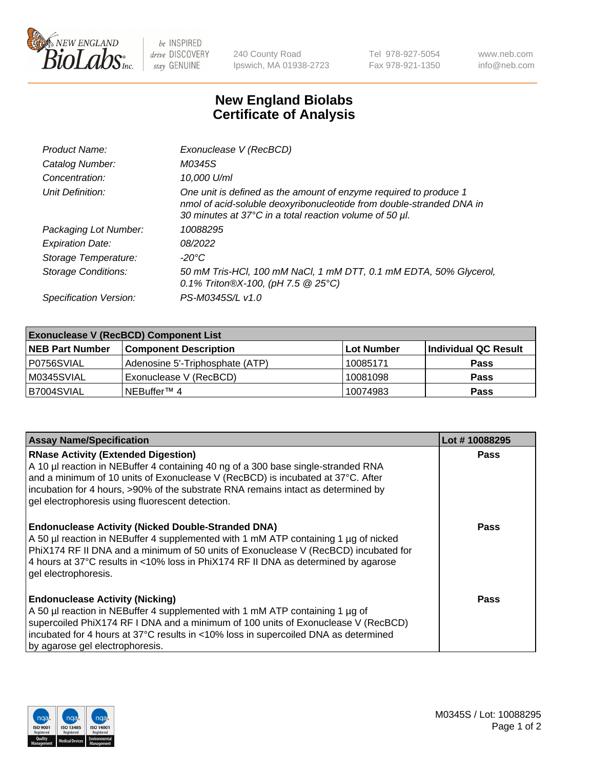New England Biolabs Inc. — be INSPIRED drive DISCOVERY stay GENUINE

240 County Road
Ipswich, MA 01938-2723

Tel 978-927-5054
Fax 978-921-1350

www.neb.com
info@neb.com

# New England Biolabs Certificate of Analysis

| | |
|---|---|
| *Product Name:* | *Exonuclease V (RecBCD)* |
| *Catalog Number:* | *M0345S* |
| *Concentration:* | *10,000 U/ml* |
| *Unit Definition:* | *One unit is defined as the amount of enzyme required to produce 1 nmol of acid-soluble deoxyribonucleotide from double-stranded DNA in 30 minutes at 37°C in a total reaction volume of 50 µl.* |
| *Packaging Lot Number:* | *10088295* |
| *Expiration Date:* | *08/2022* |
| *Storage Temperature:* | *-20°C* |
| *Storage Conditions:* | *50 mM Tris-HCl, 100 mM NaCl, 1 mM DTT, 0.1 mM EDTA, 50% Glycerol, 0.1% Triton®X-100, (pH 7.5 @ 25°C)* |
| *Specification Version:* | *PS-M0345S/L v1.0* |

| **Exonuclease V (RecBCD) Component List** | | | |
|---|---|---|---|
| **NEB Part Number** | **Component Description** | **Lot Number** | **Individual QC Result** |
| P0756SVIAL | Adenosine 5'-Triphosphate (ATP) | 10085171 | **Pass** |
| M0345SVIAL | Exonuclease V (RecBCD) | 10081098 | **Pass** |
| B7004SVIAL | NEBuffer™ 4 | 10074983 | **Pass** |

| **Assay Name/Specification** | **Lot # 10088295** |
|---|---|
| **RNase Activity (Extended Digestion)** A 10 µl reaction in NEBuffer 4 containing 40 ng of a 300 base single-stranded RNA and a minimum of 10 units of Exonuclease V (RecBCD) is incubated at 37°C. After incubation for 4 hours, >90% of the substrate RNA remains intact as determined by gel electrophoresis using fluorescent detection. | **Pass** |
| **Endonuclease Activity (Nicked Double-Stranded DNA)** A 50 µl reaction in NEBuffer 4 supplemented with 1 mM ATP containing 1 µg of nicked PhiX174 RF II DNA and a minimum of 50 units of Exonuclease V (RecBCD) incubated for 4 hours at 37°C results in <10% loss in PhiX174 RF II DNA as determined by agarose gel electrophoresis. | **Pass** |
| **Endonuclease Activity (Nicking)** A 50 µl reaction in NEBuffer 4 supplemented with 1 mM ATP containing 1 µg of supercoiled PhiX174 RF I DNA and a minimum of 100 units of Exonuclease V (RecBCD) incubated for 4 hours at 37°C results in <10% loss in supercoiled DNA as determined by agarose gel electrophoresis. | **Pass** |

M0345S / Lot: 10088295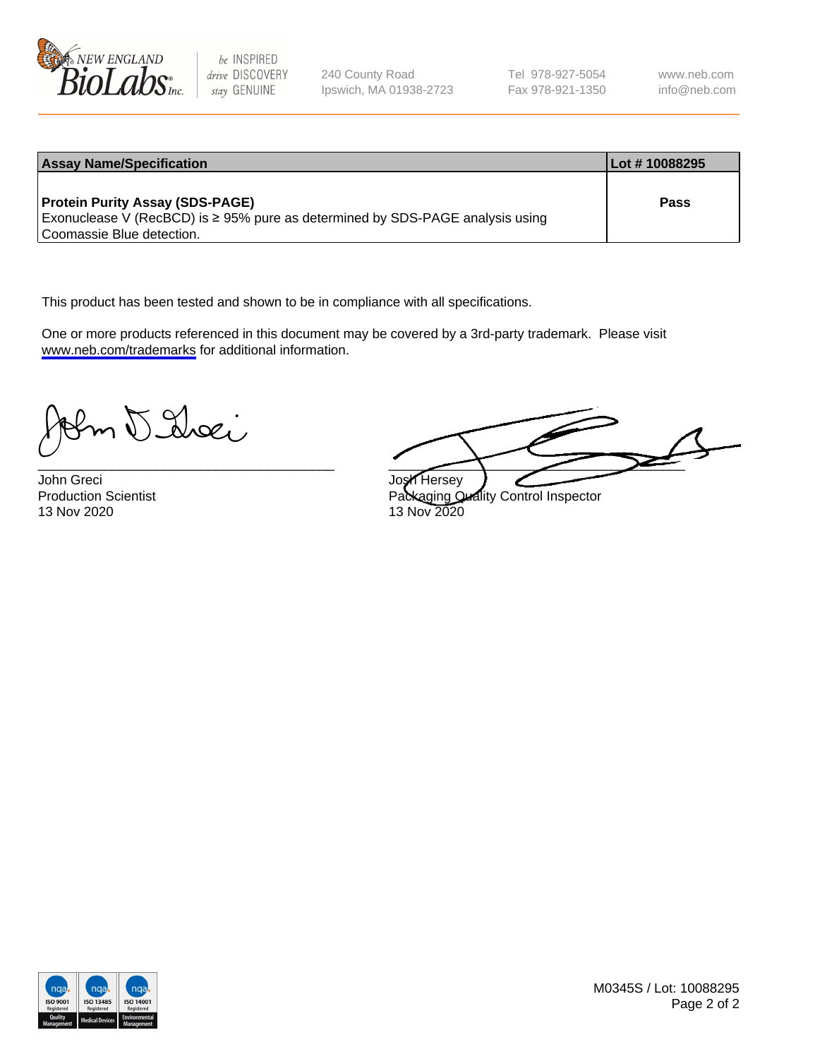| Assay Name/Specification | Lot # 10088295 |
| --- | --- |
| **Protein Purity Assay (SDS-PAGE)**<br>Exonuclease V (RecBCD) is ≥ 95% pure as determined by SDS-PAGE analysis using Coomassie Blue detection. | **Pass** |

This product has been tested and shown to be in compliance with all specifications.

One or more products referenced in this document may be covered by a 3rd-party trademark. Please visit www.neb.com/trademarks for additional information.

John Greci
Production Scientist
13 Nov 2020

Josh Hersey
Packaging Quality Control Inspector
13 Nov 2020

M0345S / Lot: 10088295